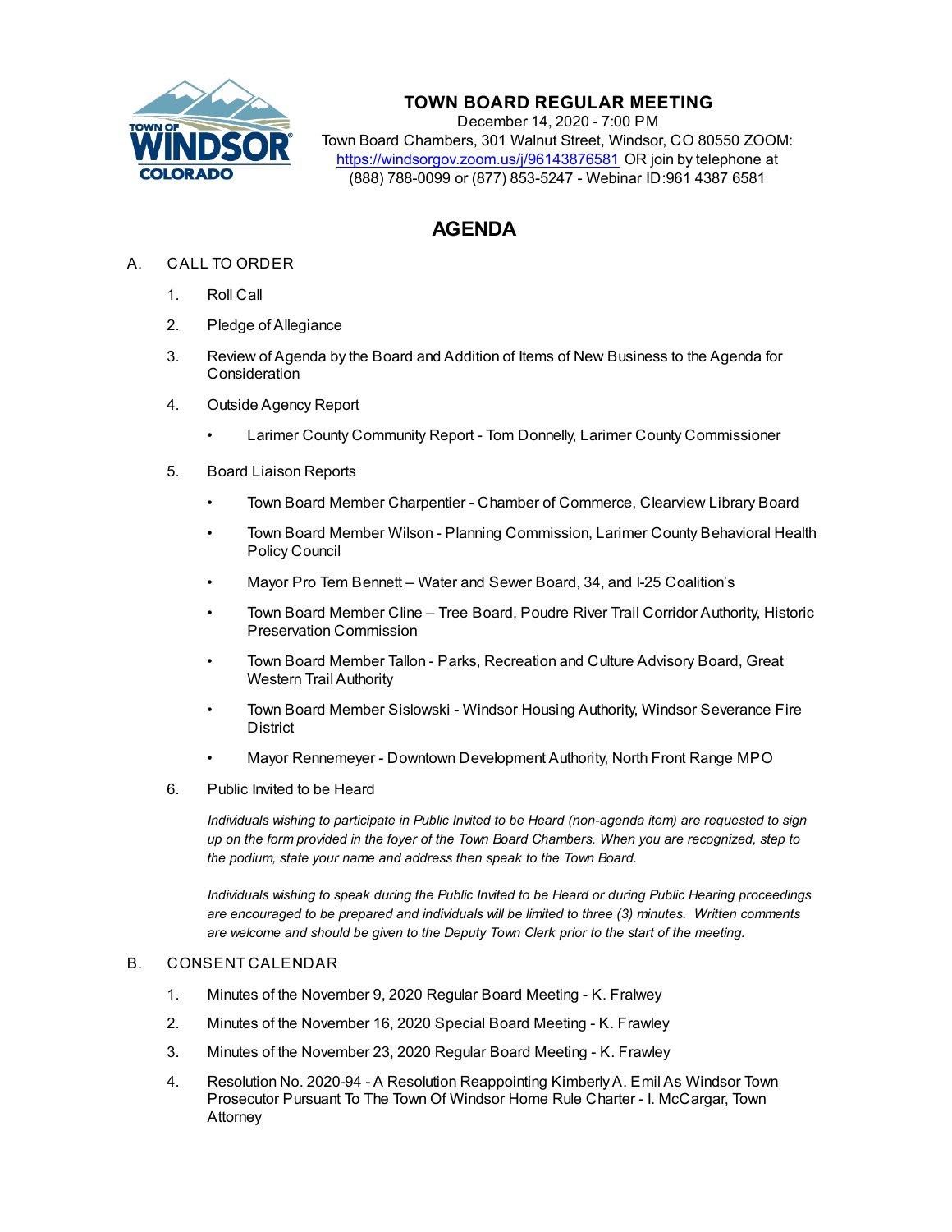# TOWN BOARD REGULAR MEETING

December 14, 2020 - 7:00 PM
Town Board Chambers, 301 Walnut Street, Windsor, CO 80550 ZOOM: https://windsorgov.zoom.us/j/96143876581 OR join by telephone at (888) 788-0099 or (877) 853-5247 - Webinar ID:961 4387 6581

## AGENDA

A. CALL TO ORDER

1. Roll Call
2. Pledge of Allegiance
3. Review of Agenda by the Board and Addition of Items of New Business to the Agenda for Consideration
4. Outside Agency Report
   - Larimer County Community Report - Tom Donnelly, Larimer County Commissioner
5. Board Liaison Reports
   - Town Board Member Charpentier - Chamber of Commerce, Clearview Library Board
   - Town Board Member Wilson - Planning Commission, Larimer County Behavioral Health Policy Council
   - Mayor Pro Tem Bennett – Water and Sewer Board, 34, and I-25 Coalition's
   - Town Board Member Cline – Tree Board, Poudre River Trail Corridor Authority, Historic Preservation Commission
   - Town Board Member Tallon - Parks, Recreation and Culture Advisory Board, Great Western Trail Authority
   - Town Board Member Sislowski - Windsor Housing Authority, Windsor Severance Fire District
   - Mayor Rennemeyer - Downtown Development Authority, North Front Range MPO
6. Public Invited to be Heard

   *Individuals wishing to participate in Public Invited to be Heard (non-agenda item) are requested to sign up on the form provided in the foyer of the Town Board Chambers. When you are recognized, step to the podium, state your name and address then speak to the Town Board.*

   *Individuals wishing to speak during the Public Invited to be Heard or during Public Hearing proceedings are encouraged to be prepared and individuals will be limited to three (3) minutes. Written comments are welcome and should be given to the Deputy Town Clerk prior to the start of the meeting.*

B. CONSENT CALENDAR

1. Minutes of the November 9, 2020 Regular Board Meeting - K. Fralwey
2. Minutes of the November 16, 2020 Special Board Meeting - K. Frawley
3. Minutes of the November 23, 2020 Regular Board Meeting - K. Frawley
4. Resolution No. 2020-94 - A Resolution Reappointing Kimberly A. Emil As Windsor Town Prosecutor Pursuant To The Town Of Windsor Home Rule Charter - I. McCargar, Town Attorney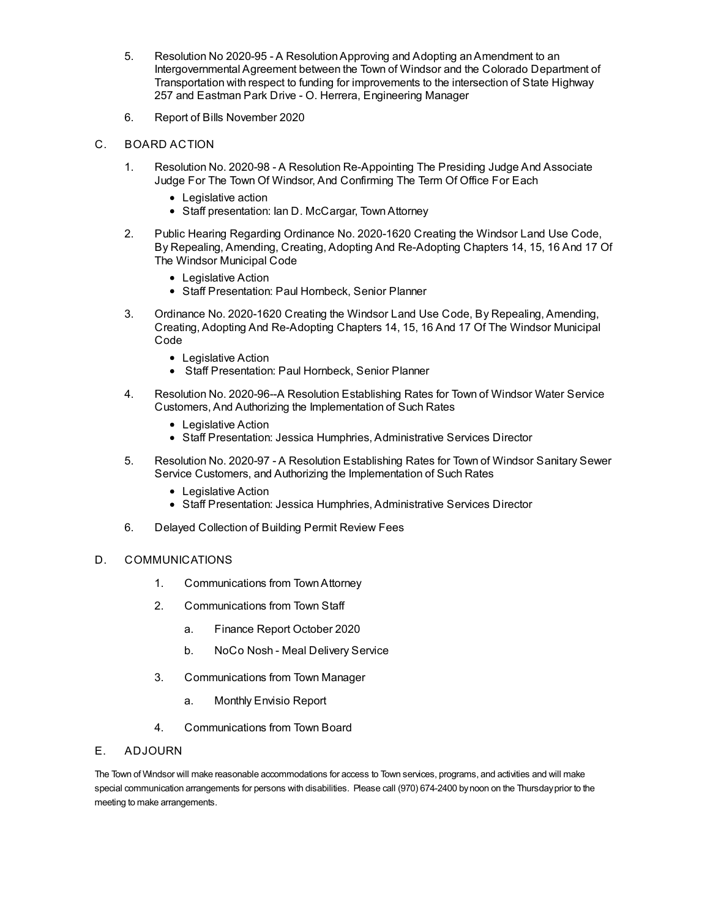5. Resolution No 2020-95 - A Resolution Approving and Adopting an Amendment to an Intergovernmental Agreement between the Town of Windsor and the Colorado Department of Transportation with respect to funding for improvements to the intersection of State Highway 257 and Eastman Park Drive - O. Herrera, Engineering Manager

6. Report of Bills November 2020

C. BOARD ACTION

1. Resolution No. 2020-98 - A Resolution Re-Appointing The Presiding Judge And Associate Judge For The Town Of Windsor, And Confirming The Term Of Office For Each
   - Legislative action
   - Staff presentation: Ian D. McCargar, Town Attorney

2. Public Hearing Regarding Ordinance No. 2020-1620 Creating the Windsor Land Use Code, By Repealing, Amending, Creating, Adopting And Re-Adopting Chapters 14, 15, 16 And 17 Of The Windsor Municipal Code
   - Legislative Action
   - Staff Presentation: Paul Hornbeck, Senior Planner

3. Ordinance No. 2020-1620 Creating the Windsor Land Use Code, By Repealing, Amending, Creating, Adopting And Re-Adopting Chapters 14, 15, 16 And 17 Of The Windsor Municipal Code
   - Legislative Action
   - Staff Presentation: Paul Hornbeck, Senior Planner

4. Resolution No. 2020-96--A Resolution Establishing Rates for Town of Windsor Water Service Customers, And Authorizing the Implementation of Such Rates
   - Legislative Action
   - Staff Presentation: Jessica Humphries, Administrative Services Director

5. Resolution No. 2020-97 - A Resolution Establishing Rates for Town of Windsor Sanitary Sewer Service Customers, and Authorizing the Implementation of Such Rates
   - Legislative Action
   - Staff Presentation: Jessica Humphries, Administrative Services Director

6. Delayed Collection of Building Permit Review Fees

D. COMMUNICATIONS

1. Communications from Town Attorney

2. Communications from Town Staff

   a. Finance Report October 2020

   b. NoCo Nosh - Meal Delivery Service

3. Communications from Town Manager

   a. Monthly Envisio Report

4. Communications from Town Board

E. ADJOURN

The Town of Windsor will make reasonable accommodations for access to Town services, programs, and activities and will make special communication arrangements for persons with disabilities. Please call (970) 674-2400 by noon on the Thursday prior to the meeting to make arrangements.